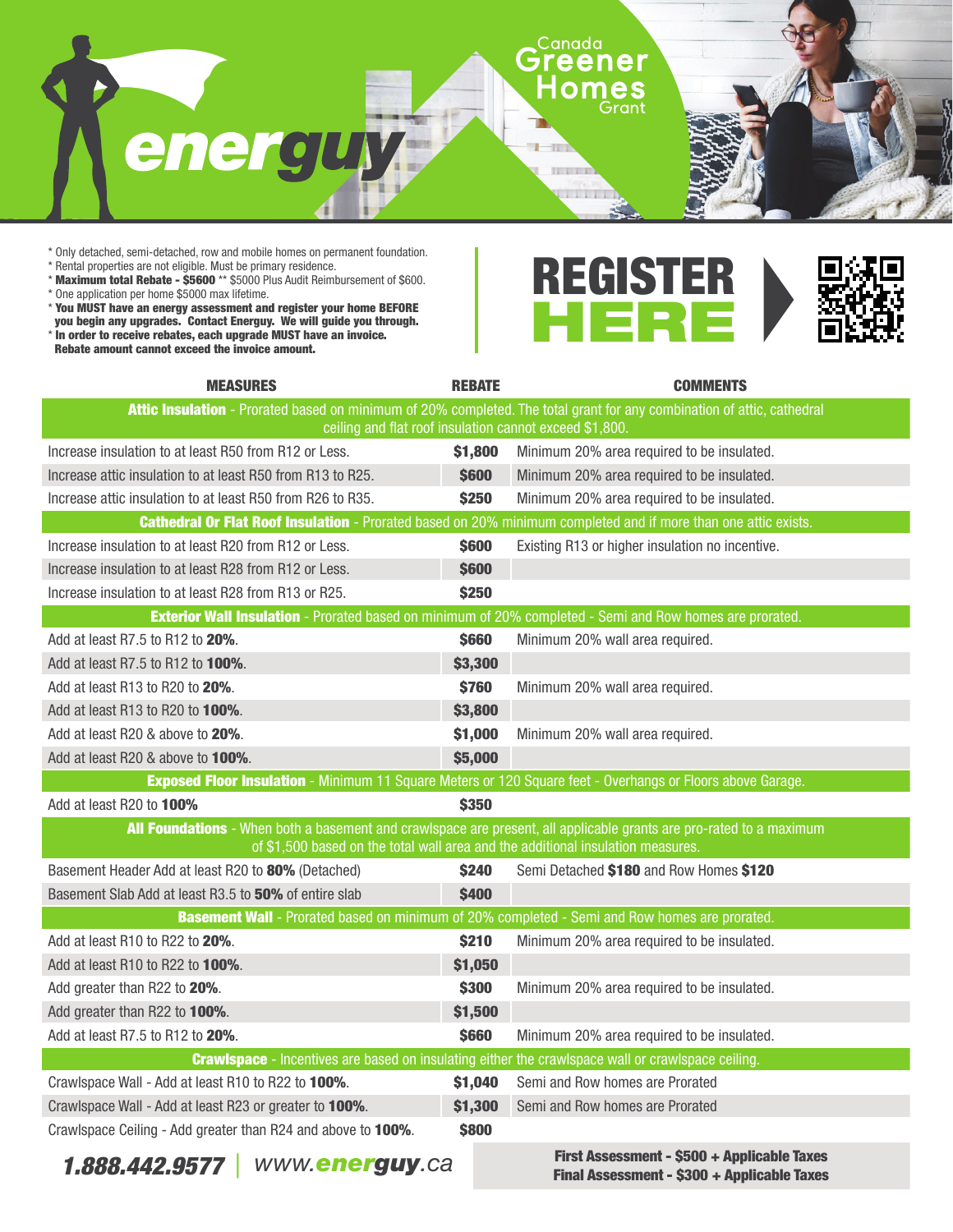# energuy

Canada Greener Homes Grant

* Only detached, semi-detached, row and mobile homes on permanent foundation.
* Rental properties are not eligible. Must be primary residence.
* **Maximum total Rebate - $5600** ** $5000 Plus Audit Reimbursement of $600.
* One application per home $5000 max lifetime.
* **You MUST have an energy assessment and register your home BEFORE you begin any upgrades. Contact Energuy. We will guide you through.**
* **In order to receive rebates, each upgrade MUST have an invoice. Rebate amount cannot exceed the invoice amount.**

**REGISTER HERE**

| MEASURES | REBATE | COMMENTS |
|---|---|---|
| **Attic Insulation** - Prorated based on minimum of 20% completed. The total grant for any combination of attic, cathedral ceiling and flat roof insulation cannot exceed $1,800. | | |
| Increase insulation to at least R50 from R12 or Less. | **$1,800** | Minimum 20% area required to be insulated. |
| Increase attic insulation to at least R50 from R13 to R25. | **$600** | Minimum 20% area required to be insulated. |
| Increase attic insulation to at least R50 from R26 to R35. | **$250** | Minimum 20% area required to be insulated. |
| **Cathedral Or Flat Roof Insulation** - Prorated based on 20% minimum completed and if more than one attic exists. | | |
| Increase insulation to at least R20 from R12 or Less. | **$600** | Existing R13 or higher insulation no incentive. |
| Increase insulation to at least R28 from R12 or Less. | **$600** | |
| Increase insulation to at least R28 from R13 or R25. | **$250** | |
| **Exterior Wall Insulation** - Prorated based on minimum of 20% completed - Semi and Row homes are prorated. | | |
| Add at least R7.5 to R12 to **20%**. | **$660** | Minimum 20% wall area required. |
| Add at least R7.5 to R12 to **100%**. | **$3,300** | |
| Add at least R13 to R20 to **20%**. | **$760** | Minimum 20% wall area required. |
| Add at least R13 to R20 to **100%**. | **$3,800** | |
| Add at least R20 & above to **20%**. | **$1,000** | Minimum 20% wall area required. |
| Add at least R20 & above to **100%**. | **$5,000** | |
| **Exposed Floor Insulation** - Minimum 11 Square Meters or 120 Square feet - Overhangs or Floors above Garage. | | |
| Add at least R20 to **100%** | **$350** | |
| **All Foundations** - When both a basement and crawlspace are present, all applicable grants are pro-rated to a maximum of $1,500 based on the total wall area and the additional insulation measures. | | |
| Basement Header Add at least R20 to **80%** (Detached) | **$240** | Semi Detached **$180** and Row Homes **$120** |
| Basement Slab Add at least R3.5 to **50%** of entire slab | **$400** | |
| **Basement Wall** - Prorated based on minimum of 20% completed - Semi and Row homes are prorated. | | |
| Add at least R10 to R22 to **20%**. | **$210** | Minimum 20% area required to be insulated. |
| Add at least R10 to R22 to **100%**. | **$1,050** | |
| Add greater than R22 to **20%**. | **$300** | Minimum 20% area required to be insulated. |
| Add greater than R22 to **100%**. | **$1,500** | |
| Add at least R7.5 to R12 to **20%**. | **$660** | Minimum 20% area required to be insulated. |
| **Crawlspace** - Incentives are based on insulating either the crawlspace wall or crawlspace ceiling. | | |
| Crawlspace Wall - Add at least R10 to R22 to **100%**. | **$1,040** | Semi and Row homes are Prorated |
| Crawlspace Wall - Add at least R23 or greater to **100%**. | **$1,300** | Semi and Row homes are Prorated |
| Crawlspace Ceiling - Add greater than R24 and above to **100%**. | **$800** | |

***1.888.442.9577*** | *www.**energuy**.ca*

**First Assessment - $500 + Applicable Taxes**
**Final Assessment - $300 + Applicable Taxes**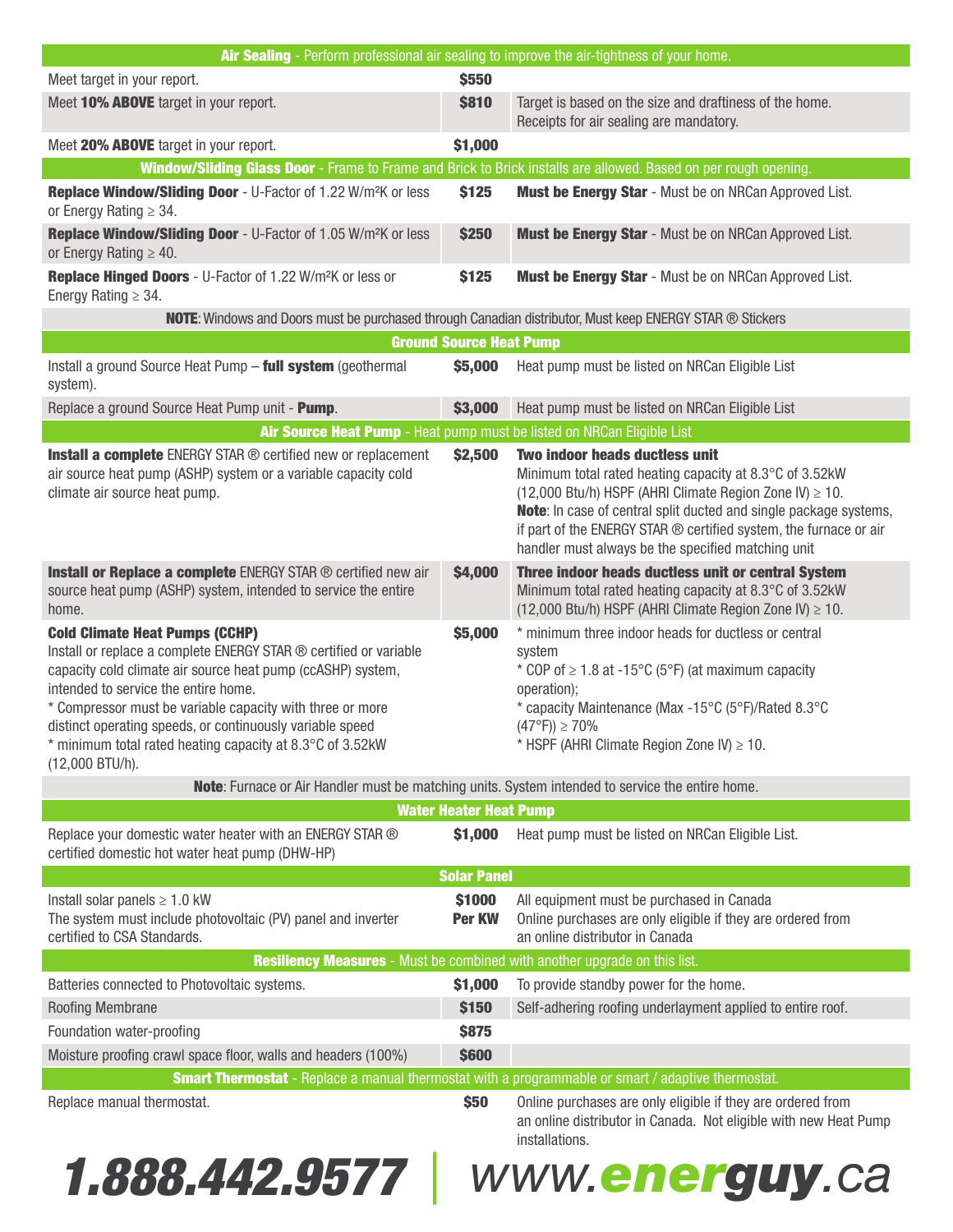| | | |
|---|---|---|
| **Air Sealing** - Perform professional air sealing to improve the air-tightness of your home. | | |
| Meet target in your report. | **$550** | |
| Meet **10% ABOVE** target in your report. | **$810** | Target is based on the size and draftiness of the home. Receipts for air sealing are mandatory. |
| Meet **20% ABOVE** target in your report. | **$1,000** | |
| **Window/Sliding Glass Door** - Frame to Frame and Brick to Brick installs are allowed. Based on per rough opening. | | |
| **Replace Window/Sliding Door** - U-Factor of 1.22 W/m²K or less or Energy Rating ≥ 34. | **$125** | **Must be Energy Star** - Must be on NRCan Approved List. |
| **Replace Window/Sliding Door** - U-Factor of 1.05 W/m²K or less or Energy Rating ≥ 40. | **$250** | **Must be Energy Star** - Must be on NRCan Approved List. |
| **Replace Hinged Doors** - U-Factor of 1.22 W/m²K or less or Energy Rating ≥ 34. | **$125** | **Must be Energy Star** - Must be on NRCan Approved List. |
| **NOTE**: Windows and Doors must be purchased through Canadian distributor, Must keep ENERGY STAR ® Stickers | | |
| **Ground Source Heat Pump** | | |
| Install a ground Source Heat Pump – **full system** (geothermal system). | **$5,000** | Heat pump must be listed on NRCan Eligible List |
| Replace a ground Source Heat Pump unit - **Pump**. | **$3,000** | Heat pump must be listed on NRCan Eligible List |
| **Air Source Heat Pump** - Heat pump must be listed on NRCan Eligible List | | |
| **Install a complete** ENERGY STAR ® certified new or replacement air source heat pump (ASHP) system or a variable capacity cold climate air source heat pump. | **$2,500** | **Two indoor heads ductless unit**<br>Minimum total rated heating capacity at 8.3°C of 3.52kW (12,000 Btu/h) HSPF (AHRI Climate Region Zone IV) ≥ 10.<br>**Note**: In case of central split ducted and single package systems, if part of the ENERGY STAR ® certified system, the furnace or air handler must always be the specified matching unit |
| **Install or Replace a complete** ENERGY STAR ® certified new air source heat pump (ASHP) system, intended to service the entire home. | **$4,000** | **Three indoor heads ductless unit or central System**<br>Minimum total rated heating capacity at 8.3°C of 3.52kW (12,000 Btu/h) HSPF (AHRI Climate Region Zone IV) ≥ 10. |
| **Cold Climate Heat Pumps (CCHP)**<br>Install or replace a complete ENERGY STAR ® certified or variable capacity cold climate air source heat pump (ccASHP) system, intended to service the entire home.<br>* Compressor must be variable capacity with three or more distinct operating speeds, or continuously variable speed<br>* minimum total rated heating capacity at 8.3°C of 3.52kW (12,000 BTU/h). | **$5,000** | * minimum three indoor heads for ductless or central system<br>* COP of ≥ 1.8 at -15°C (5°F) (at maximum capacity operation);<br>* capacity Maintenance (Max -15°C (5°F)/Rated 8.3°C (47°F)) ≥ 70%<br>* HSPF (AHRI Climate Region Zone IV) ≥ 10. |
| **Note**: Furnace or Air Handler must be matching units. System intended to service the entire home. | | |
| **Water Heater Heat Pump** | | |
| Replace your domestic water heater with an ENERGY STAR ® certified domestic hot water heat pump (DHW-HP) | **$1,000** | Heat pump must be listed on NRCan Eligible List. |
| **Solar Panel** | | |
| Install solar panels ≥ 1.0 kW<br>The system must include photovoltaic (PV) panel and inverter certified to CSA Standards. | **$1000 Per KW** | All equipment must be purchased in Canada<br>Online purchases are only eligible if they are ordered from an online distributor in Canada |
| **Resiliency Measures** - Must be combined with another upgrade on this list. | | |
| Batteries connected to Photovoltaic systems. | **$1,000** | To provide standby power for the home. |
| Roofing Membrane | **$150** | Self-adhering roofing underlayment applied to entire roof. |
| Foundation water-proofing | **$875** | |
| Moisture proofing crawl space floor, walls and headers (100%) | **$600** | |
| **Smart Thermostat** - Replace a manual thermostat with a programmable or smart / adaptive thermostat. | | |
| Replace manual thermostat. | **$50** | Online purchases are only eligible if they are ordered from an online distributor in Canada. Not eligible with new Heat Pump installations. |

**1.888.442.9577** | www.**energuy**.ca